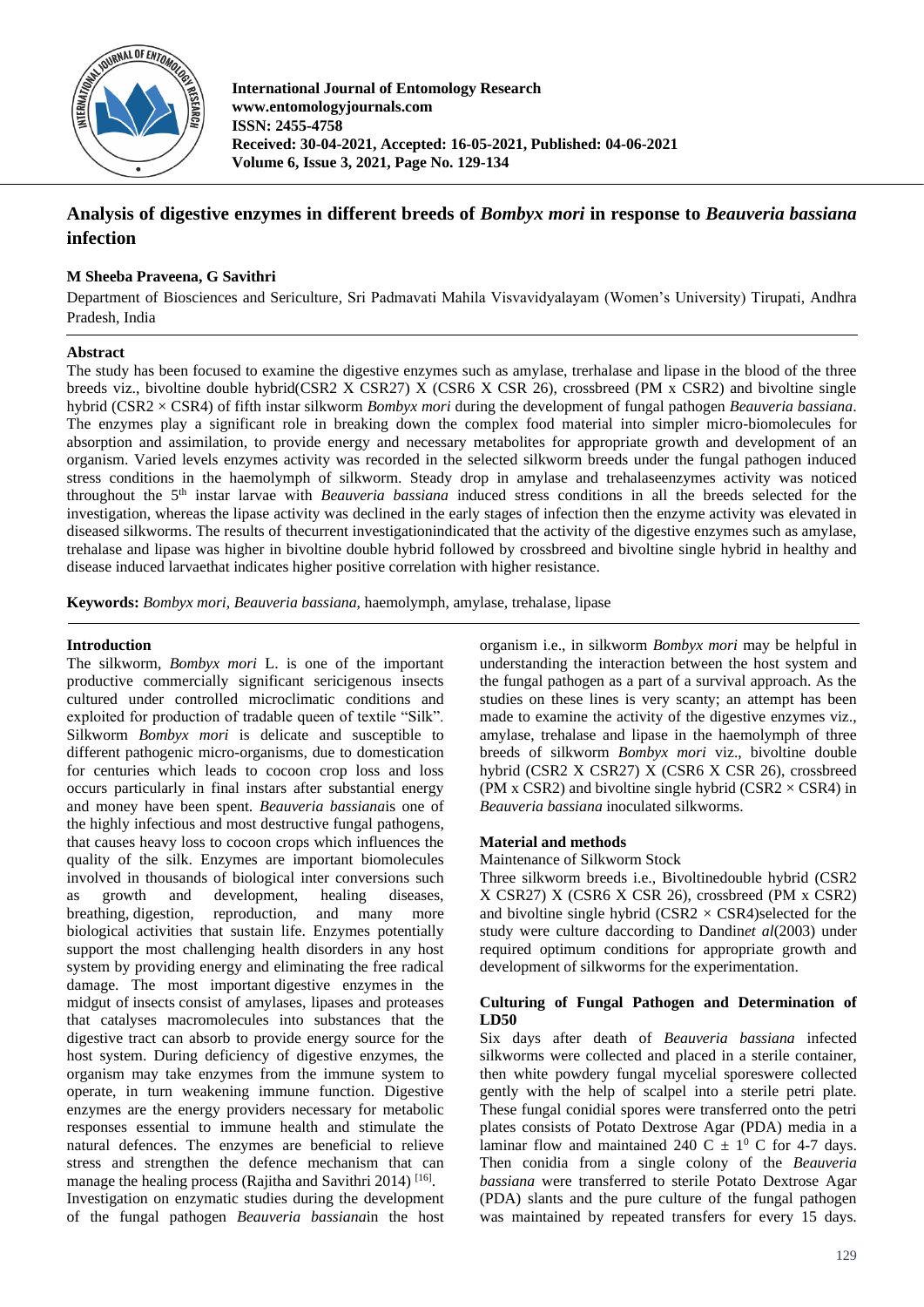# Analysis of digestive enzymes in different breeds of *Bombyx mori* in response to *Beauveria bassiana* infection

**M Sheeba Praveena, G Savithri**

Department of Biosciences and Sericulture, Sri Padmavati Mahila Visvavidyalayam (Women's University) Tirupati, Andhra Pradesh, India

## Abstract

The study has been focused to examine the digestive enzymes such as amylase, trerhalase and lipase in the blood of the three breeds viz., bivoltine double hybrid(CSR2 X CSR27) X (CSR6 X CSR 26), crossbreed (PM x CSR2) and bivoltine single hybrid (CSR2 × CSR4) of fifth instar silkworm *Bombyx mori* during the development of fungal pathogen *Beauveria bassiana*. The enzymes play a significant role in breaking down the complex food material into simpler micro-biomolecules for absorption and assimilation, to provide energy and necessary metabolites for appropriate growth and development of an organism. Varied levels enzymes activity was recorded in the selected silkworm breeds under the fungal pathogen induced stress conditions in the haemolymph of silkworm. Steady drop in amylase and trehalaseenzymes activity was noticed throughout the 5th instar larvae with *Beauveria bassiana* induced stress conditions in all the breeds selected for the investigation, whereas the lipase activity was declined in the early stages of infection then the enzyme activity was elevated in diseased silkworms. The results of thecurrent investigationindicated that the activity of the digestive enzymes such as amylase, trehalase and lipase was higher in bivoltine double hybrid followed by crossbreed and bivoltine single hybrid in healthy and disease induced larvaethat indicates higher positive correlation with higher resistance.

**Keywords:** *Bombyx mori*, *Beauveria bassiana*, haemolymph, amylase, trehalase, lipase

## Introduction

The silkworm, *Bombyx mori* L. is one of the important productive commercially significant sericigenous insects cultured under controlled microclimatic conditions and exploited for production of tradable queen of textile "Silk". Silkworm *Bombyx mori* is delicate and susceptible to different pathogenic micro-organisms, due to domestication for centuries which leads to cocoon crop loss and loss occurs particularly in final instars after substantial energy and money have been spent. *Beauveria bassiana*is one of the highly infectious and most destructive fungal pathogens, that causes heavy loss to cocoon crops which influences the quality of the silk. Enzymes are important biomolecules involved in thousands of biological inter conversions such as growth and development, healing diseases, breathing, digestion, reproduction, and many more biological activities that sustain life. Enzymes potentially support the most challenging health disorders in any host system by providing energy and eliminating the free radical damage. The most important digestive enzymes in the midgut of insects consist of amylases, lipases and proteases that catalyses macromolecules into substances that the digestive tract can absorb to provide energy source for the host system. During deficiency of digestive enzymes, the organism may take enzymes from the immune system to operate, in turn weakening immune function. Digestive enzymes are the energy providers necessary for metabolic responses essential to immune health and stimulate the natural defences. The enzymes are beneficial to relieve stress and strengthen the defence mechanism that can manage the healing process (Rajitha and Savithri 2014) [16].

Investigation on enzymatic studies during the development of the fungal pathogen *Beauveria bassiana*in the host organism i.e., in silkworm *Bombyx mori* may be helpful in understanding the interaction between the host system and the fungal pathogen as a part of a survival approach. As the studies on these lines is very scanty; an attempt has been made to examine the activity of the digestive enzymes viz., amylase, trehalase and lipase in the haemolymph of three breeds of silkworm *Bombyx mori* viz., bivoltine double hybrid (CSR2 X CSR27) X (CSR6 X CSR 26), crossbreed (PM x CSR2) and bivoltine single hybrid (CSR2 × CSR4) in *Beauveria bassiana* inoculated silkworms.

## Material and methods

Maintenance of Silkworm Stock

Three silkworm breeds i.e., Bivoltinedouble hybrid (CSR2 X CSR27) X (CSR6 X CSR 26), crossbreed (PM x CSR2) and bivoltine single hybrid (CSR2 × CSR4)selected for the study were culture daccording to Dandin*et al*(2003) under required optimum conditions for appropriate growth and development of silkworms for the experimentation.

### Culturing of Fungal Pathogen and Determination of LD50

Six days after death of *Beauveria bassiana* infected silkworms were collected and placed in a sterile container, then white powdery fungal mycelial sporeswere collected gently with the help of scalpel into a sterile petri plate. These fungal conidial spores were transferred onto the petri plates consists of Potato Dextrose Agar (PDA) media in a laminar flow and maintained 240 C $\pm$ $1^0$ C for 4-7 days. Then conidia from a single colony of the *Beauveria bassiana* were transferred to sterile Potato Dextrose Agar (PDA) slants and the pure culture of the fungal pathogen was maintained by repeated transfers for every 15 days.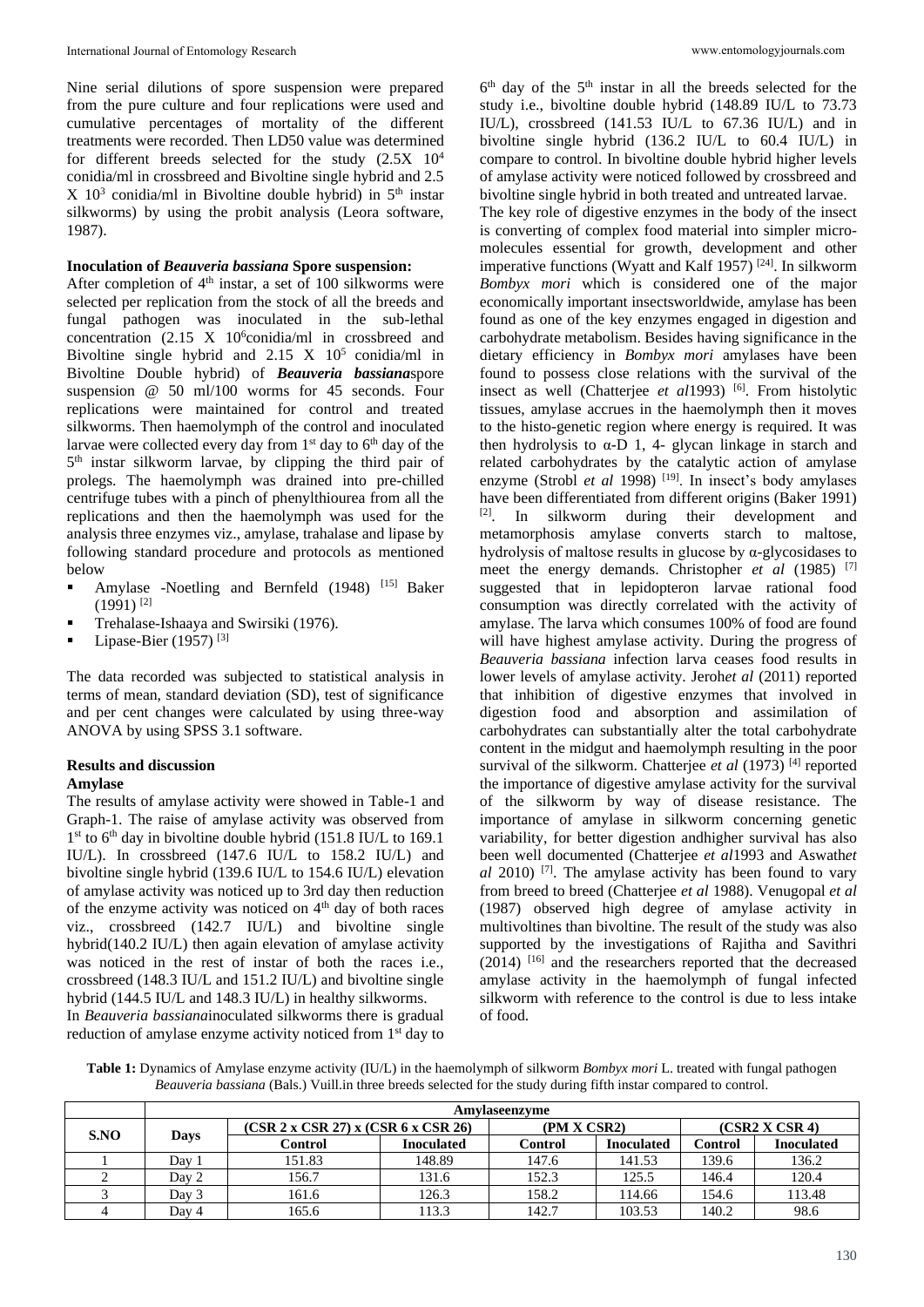Nine serial dilutions of spore suspension were prepared from the pure culture and four replications were used and cumulative percentages of mortality of the different treatments were recorded. Then LD50 value was determined for different breeds selected for the study ($2.5X\ 10^4$ conidia/ml in crossbreed and Bivoltine single hybrid and $2.5 X\ 10^3$ conidia/ml in Bivoltine double hybrid) in $5^{th}$ instar silkworms) by using the probit analysis (Leora software, 1987).

### Inoculation of *Beauveria bassiana* Spore suspension:

After completion of $4^{th}$ instar, a set of 100 silkworms were selected per replication from the stock of all the breeds and fungal pathogen was inoculated in the sub-lethal concentration ($2.15\ X\ 10^6$conidia/ml in crossbreed and Bivoltine single hybrid and $2.15\ X\ 10^5$ conidia/ml in Bivoltine Double hybrid) of ***Beauveria bassiana***spore suspension @ 50 ml/100 worms for 45 seconds. Four replications were maintained for control and treated silkworms. Then haemolymph of the control and inoculated larvae were collected every day from $1^{st}$ day to $6^{th}$ day of the $5^{th}$ instar silkworm larvae, by clipping the third pair of prolegs. The haemolymph was drained into pre-chilled centrifuge tubes with a pinch of phenylthiourea from all the replications and then the haemolymph was used for the analysis three enzymes viz., amylase, trahalase and lipase by following standard procedure and protocols as mentioned below

- Amylase -Noetling and Bernfeld (1948) [15] Baker (1991) [2]
- Trehalase-Ishaaya and Swirsiki (1976).
- Lipase-Bier (1957) [3]

The data recorded was subjected to statistical analysis in terms of mean, standard deviation (SD), test of significance and per cent changes were calculated by using three-way ANOVA by using SPSS 3.1 software.

## Results and discussion

### Amylase

The results of amylase activity were showed in Table-1 and Graph-1. The raise of amylase activity was observed from $1^{st}$ to $6^{th}$ day in bivoltine double hybrid (151.8 IU/L to 169.1 IU/L). In crossbreed (147.6 IU/L to 158.2 IU/L) and bivoltine single hybrid (139.6 IU/L to 154.6 IU/L) elevation of amylase activity was noticed up to 3rd day then reduction of the enzyme activity was noticed on $4^{th}$ day of both races viz., crossbreed (142.7 IU/L) and bivoltine single hybrid(140.2 IU/L) then again elevation of amylase activity was noticed in the rest of instar of both the races i.e., crossbreed (148.3 IU/L and 151.2 IU/L) and bivoltine single hybrid (144.5 IU/L and 148.3 IU/L) in healthy silkworms.

In *Beauveria bassiana*inoculated silkworms there is gradual reduction of amylase enzyme activity noticed from $1^{st}$ day to $6^{th}$ day of the $5^{th}$ instar in all the breeds selected for the study i.e., bivoltine double hybrid (148.89 IU/L to 73.73 IU/L), crossbreed (141.53 IU/L to 67.36 IU/L) and in bivoltine single hybrid (136.2 IU/L to 60.4 IU/L) in compare to control. In bivoltine double hybrid higher levels of amylase activity were noticed followed by crossbreed and bivoltine single hybrid in both treated and untreated larvae.

The key role of digestive enzymes in the body of the insect is converting of complex food material into simpler micro-molecules essential for growth, development and other imperative functions (Wyatt and Kalf 1957) [24]. In silkworm *Bombyx mori* which is considered one of the major economically important insectsworldwide, amylase has been found as one of the key enzymes engaged in digestion and carbohydrate metabolism. Besides having significance in the dietary efficiency in *Bombyx mori* amylases have been found to possess close relations with the survival of the insect as well (Chatterjee *et al*1993) [6]. From histolytic tissues, amylase accrues in the haemolymph then it moves to the histo-genetic region where energy is required. It was then hydrolysis to α-D 1, 4- glycan linkage in starch and related carbohydrates by the catalytic action of amylase enzyme (Strobl *et al* 1998) [19]. In insect's body amylases have been differentiated from different origins (Baker 1991) [2]. In silkworm during their development and metamorphosis amylase converts starch to maltose, hydrolysis of maltose results in glucose by α-glycosidases to meet the energy demands. Christopher *et al* (1985) [7] suggested that in lepidopteron larvae rational food consumption was directly correlated with the activity of amylase. The larva which consumes 100% of food are found will have highest amylase activity. During the progress of *Beauveria bassiana* infection larva ceases food results in lower levels of amylase activity. Jeroh*et al* (2011) reported that inhibition of digestive enzymes that involved in digestion food and absorption and assimilation of carbohydrates can substantially alter the total carbohydrate content in the midgut and haemolymph resulting in the poor survival of the silkworm. Chatterjee *et al* (1973) [4] reported the importance of digestive amylase activity for the survival of the silkworm by way of disease resistance. The importance of amylase in silkworm concerning genetic variability, for better digestion andhigher survival has also been well documented (Chatterjee *et al*1993 and Aswath*et al* 2010) [7]. The amylase activity has been found to vary from breed to breed (Chatterjee *et al* 1988). Venugopal *et al* (1987) observed high degree of amylase activity in multivoltines than bivoltine. The result of the study was also supported by the investigations of Rajitha and Savithri (2014) [16] and the researchers reported that the decreased amylase activity in the haemolymph of fungal infected silkworm with reference to the control is due to less intake of food.

**Table 1:** Dynamics of Amylase enzyme activity (IU/L) in the haemolymph of silkworm *Bombyx mori* L. treated with fungal pathogen *Beauveria bassiana* (Bals.) Vuill.in three breeds selected for the study during fifth instar compared to control.

| S.NO | Days | Amylaseenzyme | | | | | |
|---|---|---|---|---|---|---|---|
| | | (CSR 2 x CSR 27) x (CSR 6 x CSR 26) | | (PM X CSR2) | | (CSR2 X CSR 4) | |
| | | Control | Inoculated | Control | Inoculated | Control | Inoculated |
| 1 | Day 1 | 151.83 | 148.89 | 147.6 | 141.53 | 139.6 | 136.2 |
| 2 | Day 2 | 156.7 | 131.6 | 152.3 | 125.5 | 146.4 | 120.4 |
| 3 | Day 3 | 161.6 | 126.3 | 158.2 | 114.66 | 154.6 | 113.48 |
| 4 | Day 4 | 165.6 | 113.3 | 142.7 | 103.53 | 140.2 | 98.6 |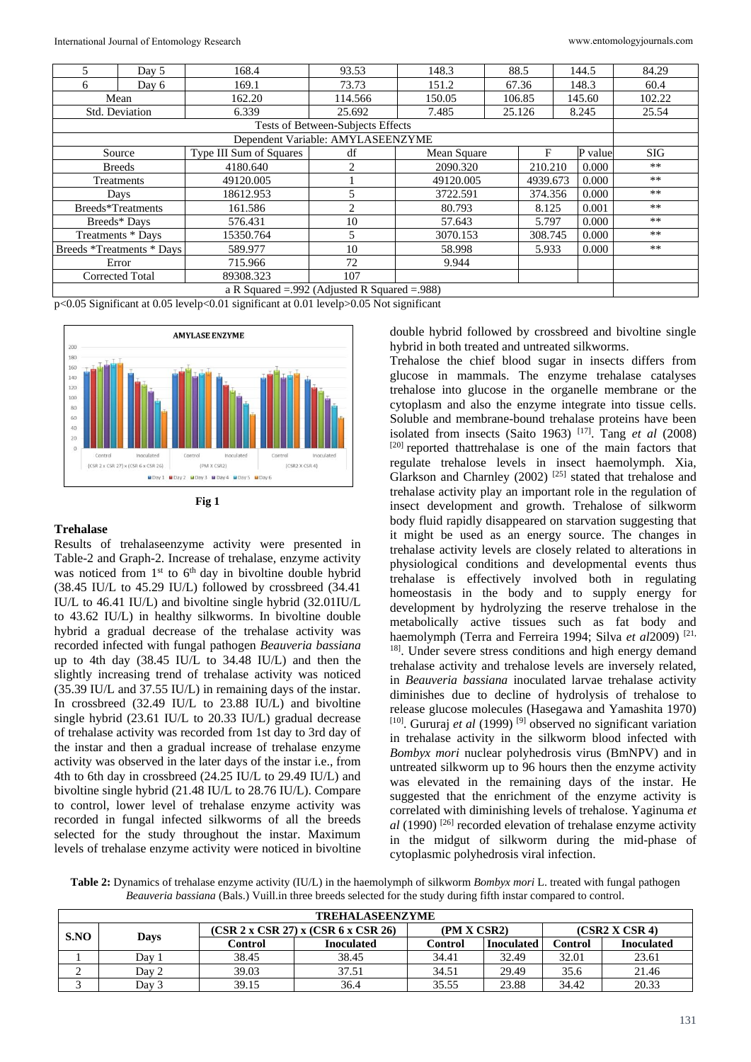| 5 | Day 5 | 168.4 | 93.53 | 148.3 | 88.5 | 144.5 | 84.29 |
|---|---|---|---|---|---|---|---|
| 6 | Day 6 | 169.1 | 73.73 | 151.2 | 67.36 | 148.3 | 60.4 |
| Mean | | 162.20 | 114.566 | 150.05 | 106.85 | 145.60 | 102.22 |
| Std. Deviation | | 6.339 | 25.692 | 7.485 | 25.126 | 8.245 | 25.54 |

Tests of Between-Subjects Effects

Dependent Variable: AMYLASEENZYME

| Source | Type III Sum of Squares | df | Mean Square | F | P value | SIG |
|---|---|---|---|---|---|---|
| Breeds | 4180.640 | 2 | 2090.320 | 210.210 | 0.000 | ** |
| Treatments | 49120.005 | 1 | 49120.005 | 4939.673 | 0.000 | ** |
| Days | 18612.953 | 5 | 3722.591 | 374.356 | 0.000 | ** |
| Breeds*Treatments | 161.586 | 2 | 80.793 | 8.125 | 0.001 | ** |
| Breeds* Days | 576.431 | 10 | 57.643 | 5.797 | 0.000 | ** |
| Treatments * Days | 15350.764 | 5 | 3070.153 | 308.745 | 0.000 | ** |
| Breeds *Treatments * Days | 589.977 | 10 | 58.998 | 5.933 | 0.000 | ** |
| Error | 715.966 | 72 | 9.944 | | | |
| Corrected Total | 89308.323 | 107 | | | | |

a R Squared =.992 (Adjusted R Squared =.988)

p<0.05 Significant at 0.05 levelp<0.01 significant at 0.01 levelp>0.05 Not significant

**Fig 1**

## Trehalase

Results of trehalaseenzyme activity were presented in Table-2 and Graph-2. Increase of trehalase, enzyme activity was noticed from 1st to 6th day in bivoltine double hybrid (38.45 IU/L to 45.29 IU/L) followed by crossbreed (34.41 IU/L to 46.41 IU/L) and bivoltine single hybrid (32.01IU/L to 43.62 IU/L) in healthy silkworms. In bivoltine double hybrid a gradual decrease of the trehalase activity was recorded infected with fungal pathogen *Beauveria bassiana* up to 4th day (38.45 IU/L to 34.48 IU/L) and then the slightly increasing trend of trehalase activity was noticed (35.39 IU/L and 37.55 IU/L) in remaining days of the instar. In crossbreed (32.49 IU/L to 23.88 IU/L) and bivoltine single hybrid (23.61 IU/L to 20.33 IU/L) gradual decrease of trehalase activity was recorded from 1st day to 3rd day of the instar and then a gradual increase of trehalase enzyme activity was observed in the later days of the instar i.e., from 4th to 6th day in crossbreed (24.25 IU/L to 29.49 IU/L) and bivoltine single hybrid (21.48 IU/L to 28.76 IU/L). Compare to control, lower level of trehalase enzyme activity was recorded in fungal infected silkworms of all the breeds selected for the study throughout the instar. Maximum levels of trehalase enzyme activity were noticed in bivoltine double hybrid followed by crossbreed and bivoltine single hybrid in both treated and untreated silkworms.

Trehalose the chief blood sugar in insects differs from glucose in mammals. The enzyme trehalase catalyses trehalose into glucose in the organelle membrane or the cytoplasm and also the enzyme integrate into tissue cells. Soluble and membrane-bound trehalase proteins have been isolated from insects (Saito 1963) [17]. Tang *et al* (2008) [20] reported thattrehalase is one of the main factors that regulate trehalose levels in insect haemolymph. Xia, Glarkson and Charnley (2002) [25] stated that trehalose and trehalase activity play an important role in the regulation of insect development and growth. Trehalose of silkworm body fluid rapidly disappeared on starvation suggesting that it might be used as an energy source. The changes in trehalase activity levels are closely related to alterations in physiological conditions and developmental events thus trehalase is effectively involved both in regulating homeostasis in the body and to supply energy for development by hydrolyzing the reserve trehalose in the metabolically active tissues such as fat body and haemolymph (Terra and Ferreira 1994; Silva *et al*2009) [21, 18]. Under severe stress conditions and high energy demand trehalase activity and trehalose levels are inversely related, in *Beauveria bassiana* inoculated larvae trehalase activity diminishes due to decline of hydrolysis of trehalose to release glucose molecules (Hasegawa and Yamashita 1970) [10]. Gururaj *et al* (1999) [9] observed no significant variation in trehalase activity in the silkworm blood infected with *Bombyx mori* nuclear polyhedrosis virus (BmNPV) and in untreated silkworm up to 96 hours then the enzyme activity was elevated in the remaining days of the instar. He suggested that the enrichment of the enzyme activity is correlated with diminishing levels of trehalose. Yaginuma *et al* (1990) [26] recorded elevation of trehalase enzyme activity in the midgut of silkworm during the mid-phase of cytoplasmic polyhedrosis viral infection.

**Table 2:** Dynamics of trehalase enzyme activity (IU/L) in the haemolymph of silkworm *Bombyx mori* L. treated with fungal pathogen *Beauveria bassiana* (Bals.) Vuill.in three breeds selected for the study during fifth instar compared to control.

| TREHALASEENZYME | | | | | | | |
|---|---|---|---|---|---|---|---|
| S.NO | Days | (CSR 2 x CSR 27) x (CSR 6 x CSR 26) | | (PM X CSR2) | | (CSR2 X CSR 4) | |
| | | Control | Inoculated | Control | Inoculated | Control | Inoculated |
| 1 | Day 1 | 38.45 | 38.45 | 34.41 | 32.49 | 32.01 | 23.61 |
| 2 | Day 2 | 39.03 | 37.51 | 34.51 | 29.49 | 35.6 | 21.46 |
| 3 | Day 3 | 39.15 | 36.4 | 35.55 | 23.88 | 34.42 | 20.33 |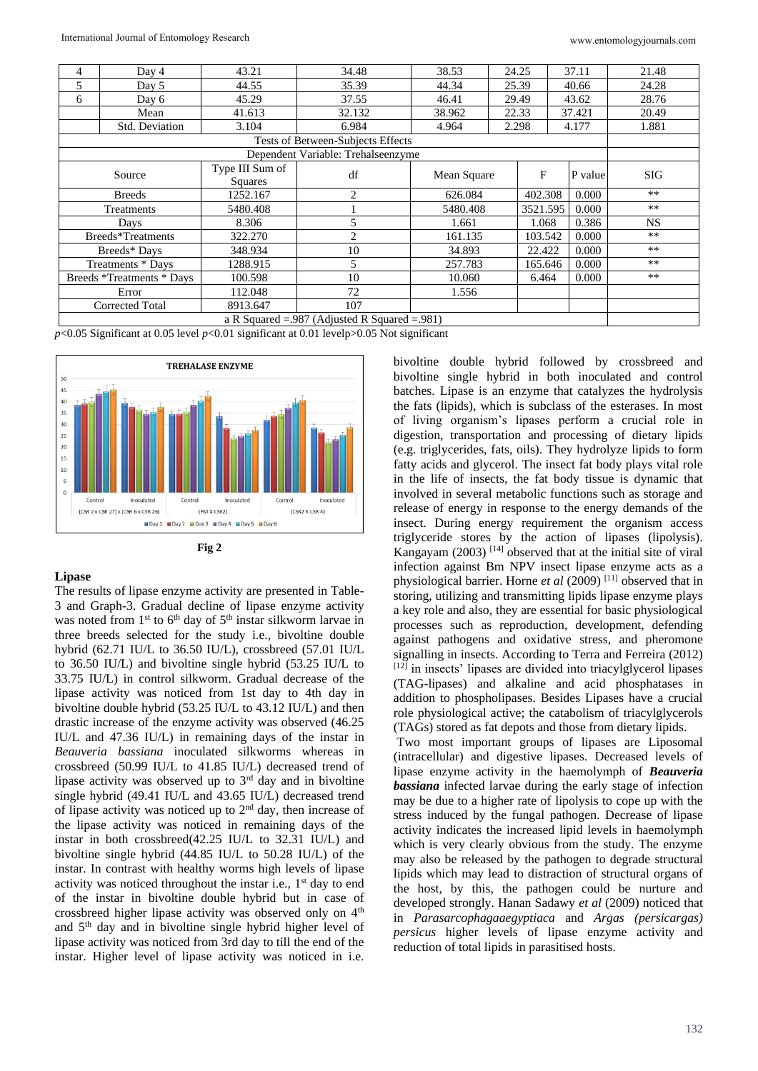| 4 | Day 4 | 43.21 | 34.48 | 38.53 | 24.25 | 37.11 | 21.48 |
|---|---|---|---|---|---|---|---|
| 5 | Day 5 | 44.55 | 35.39 | 44.34 | 25.39 | 40.66 | 24.28 |
| 6 | Day 6 | 45.29 | 37.55 | 46.41 | 29.49 | 43.62 | 28.76 |
| | Mean | 41.613 | 32.132 | 38.962 | 22.33 | 37.421 | 20.49 |
| | Std. Deviation | 3.104 | 6.984 | 4.964 | 2.298 | 4.177 | 1.881 |

Tests of Between-Subjects Effects

Dependent Variable: Trehalseenzyme

| Source | Type III Sum of Squares | df | Mean Square | F | P value | SIG |
|---|---|---|---|---|---|---|
| Breeds | 1252.167 | 2 | 626.084 | 402.308 | 0.000 | ** |
| Treatments | 5480.408 | 1 | 5480.408 | 3521.595 | 0.000 | ** |
| Days | 8.306 | 5 | 1.661 | 1.068 | 0.386 | NS |
| Breeds*Treatments | 322.270 | 2 | 161.135 | 103.542 | 0.000 | ** |
| Breeds* Days | 348.934 | 10 | 34.893 | 22.422 | 0.000 | ** |
| Treatments * Days | 1288.915 | 5 | 257.783 | 165.646 | 0.000 | ** |
| Breeds *Treatments * Days | 100.598 | 10 | 10.060 | 6.464 | 0.000 | ** |
| Error | 112.048 | 72 | 1.556 | | | |
| Corrected Total | 8913.647 | 107 | | | | |

a R Squared =.987 (Adjusted R Squared =.981)

$p<0.05$ Significant at 0.05 level $p<0.01$ significant at 0.01 level$p>0.05$ Not significant

Fig 2

### Lipase

The results of lipase enzyme activity are presented in Table-3 and Graph-3. Gradual decline of lipase enzyme activity was noted from 1st to 6th day of 5th instar silkworm larvae in three breeds selected for the study i.e., bivoltine double hybrid (62.71 IU/L to 36.50 IU/L), crossbreed (57.01 IU/L to 36.50 IU/L) and bivoltine single hybrid (53.25 IU/L to 33.75 IU/L) in control silkworm. Gradual decrease of the lipase activity was noticed from 1st day to 4th day in bivoltine double hybrid (53.25 IU/L to 43.12 IU/L) and then drastic increase of the enzyme activity was observed (46.25 IU/L and 47.36 IU/L) in remaining days of the instar in *Beauveria bassiana* inoculated silkworms whereas in crossbreed (50.99 IU/L to 41.85 IU/L) decreased trend of lipase activity was observed up to 3rd day and in bivoltine single hybrid (49.41 IU/L and 43.65 IU/L) decreased trend of lipase activity was noticed up to 2nd day, then increase of the lipase activity was noticed in remaining days of the instar in both crossbreed(42.25 IU/L to 32.31 IU/L) and bivoltine single hybrid (44.85 IU/L to 50.28 IU/L) of the instar. In contrast with healthy worms high levels of lipase activity was noticed throughout the instar i.e., 1st day to end of the instar in bivoltine double hybrid but in case of crossbreed higher lipase activity was observed only on 4th and 5th day and in bivoltine single hybrid higher level of lipase activity was noticed from 3rd day to till the end of the instar. Higher level of lipase activity was noticed in i.e. bivoltine double hybrid followed by crossbreed and bivoltine single hybrid in both inoculated and control batches. Lipase is an enzyme that catalyzes the hydrolysis the fats (lipids), which is subclass of the esterases. In most of living organism's lipases perform a crucial role in digestion, transportation and processing of dietary lipids (e.g. triglycerides, fats, oils). They hydrolyze lipids to form fatty acids and glycerol. The insect fat body plays vital role in the life of insects, the fat body tissue is dynamic that involved in several metabolic functions such as storage and release of energy in response to the energy demands of the insect. During energy requirement the organism access triglyceride stores by the action of lipases (lipolysis). Kangayam (2003) [14] observed that at the initial site of viral infection against Bm NPV insect lipase enzyme acts as a physiological barrier. Horne *et al* (2009) [11] observed that in storing, utilizing and transmitting lipids lipase enzyme plays a key role and also, they are essential for basic physiological processes such as reproduction, development, defending against pathogens and oxidative stress, and pheromone signalling in insects. According to Terra and Ferreira (2012) [12] in insects' lipases are divided into triacylglycerol lipases (TAG-lipases) and alkaline and acid phosphatases in addition to phospholipases. Besides Lipases have a crucial role physiological active; the catabolism of triacylglycerols (TAGs) stored as fat depots and those from dietary lipids.

Two most important groups of lipases are Liposomal (intracellular) and digestive lipases. Decreased levels of lipase enzyme activity in the haemolymph of ***Beauveria bassiana*** infected larvae during the early stage of infection may be due to a higher rate of lipolysis to cope up with the stress induced by the fungal pathogen. Decrease of lipase activity indicates the increased lipid levels in haemolymph which is very clearly obvious from the study. The enzyme may also be released by the pathogen to degrade structural lipids which may lead to distraction of structural organs of the host, by this, the pathogen could be nurture and developed strongly. Hanan Sadawy *et al* (2009) noticed that in *Parasarcophagaaegyptiaca* and *Argas (persicargas) persicus* higher levels of lipase enzyme activity and reduction of total lipids in parasitised hosts.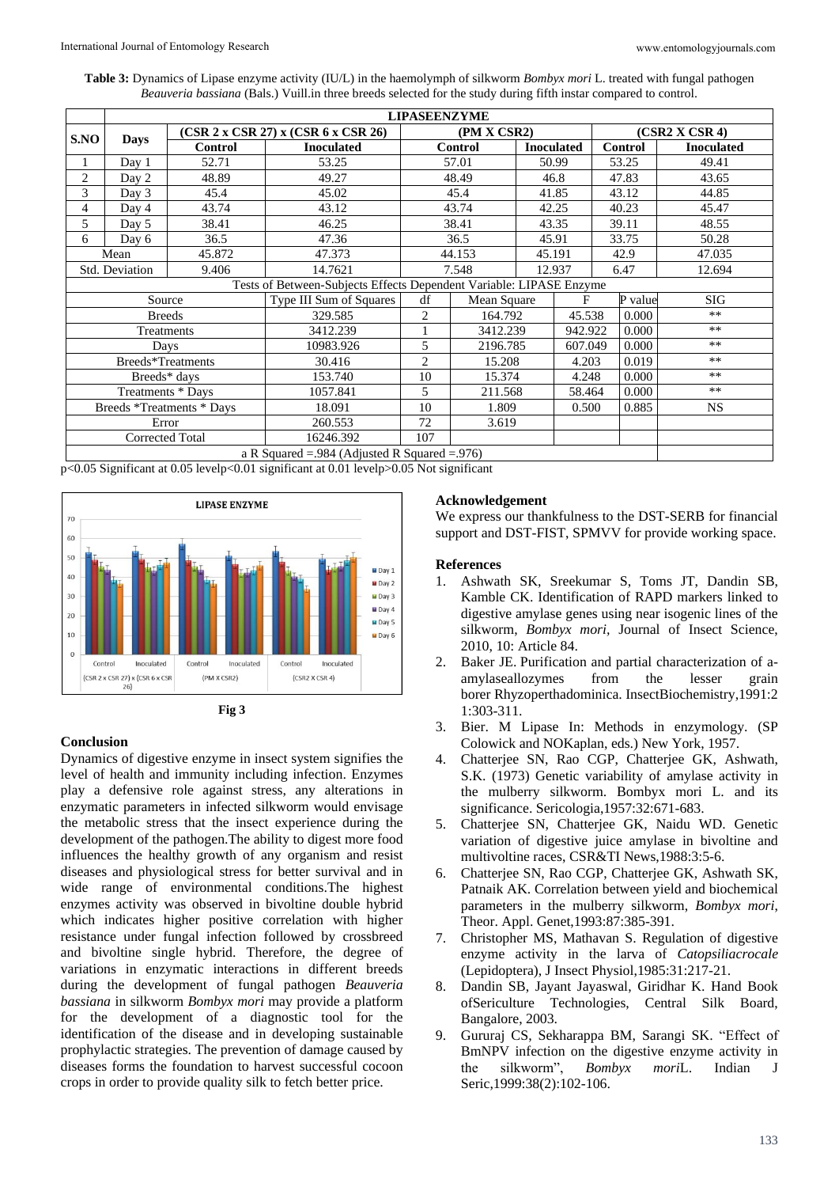**Table 3:** Dynamics of Lipase enzyme activity (IU/L) in the haemolymph of silkworm *Bombyx mori* L. treated with fungal pathogen *Beauveria bassiana* (Bals.) Vuill.in three breeds selected for the study during fifth instar compared to control.

| S.NO | Days | LIPASEENZYME | | | | | |
|---|---|---|---|---|---|---|---|
| | | (CSR 2 x CSR 27) x (CSR 6 x CSR 26) | | (PM X CSR2) | | (CSR2 X CSR 4) | |
| | | Control | Inoculated | Control | Inoculated | Control | Inoculated |
| 1 | Day 1 | 52.71 | 53.25 | 57.01 | 50.99 | 53.25 | 49.41 |
| 2 | Day 2 | 48.89 | 49.27 | 48.49 | 46.8 | 47.83 | 43.65 |
| 3 | Day 3 | 45.4 | 45.02 | 45.4 | 41.85 | 43.12 | 44.85 |
| 4 | Day 4 | 43.74 | 43.12 | 43.74 | 42.25 | 40.23 | 45.47 |
| 5 | Day 5 | 38.41 | 46.25 | 38.41 | 43.35 | 39.11 | 48.55 |
| 6 | Day 6 | 36.5 | 47.36 | 36.5 | 45.91 | 33.75 | 50.28 |
| Mean | | 45.872 | 47.373 | 44.153 | 45.191 | 42.9 | 47.035 |
| Std. Deviation | | 9.406 | 14.7621 | 7.548 | 12.937 | 6.47 | 12.694 |

Tests of Between-Subjects Effects Dependent Variable: LIPASE Enzyme

| Source | Type III Sum of Squares | df | Mean Square | F | P value | SIG |
|---|---|---|---|---|---|---|
| Breeds | 329.585 | 2 | 164.792 | 45.538 | 0.000 | ** |
| Treatments | 3412.239 | 1 | 3412.239 | 942.922 | 0.000 | ** |
| Days | 10983.926 | 5 | 2196.785 | 607.049 | 0.000 | ** |
| Breeds*Treatments | 30.416 | 2 | 15.208 | 4.203 | 0.019 | ** |
| Breeds* days | 153.740 | 10 | 15.374 | 4.248 | 0.000 | ** |
| Treatments * Days | 1057.841 | 5 | 211.568 | 58.464 | 0.000 | ** |
| Breeds *Treatments * Days | 18.091 | 10 | 1.809 | 0.500 | 0.885 | NS |
| Error | 260.553 | 72 | 3.619 | | | |
| Corrected Total | 16246.392 | 107 | | | | |
| a R Squared =.984 (Adjusted R Squared =.976) | | | | | | |

p<0.05 Significant at 0.05 levelp<0.01 significant at 0.01 levelp>0.05 Not significant

**Fig 3**

## Conclusion

Dynamics of digestive enzyme in insect system signifies the level of health and immunity including infection. Enzymes play a defensive role against stress, any alterations in enzymatic parameters in infected silkworm would envisage the metabolic stress that the insect experience during the development of the pathogen.The ability to digest more food influences the healthy growth of any organism and resist diseases and physiological stress for better survival and in wide range of environmental conditions.The highest enzymes activity was observed in bivoltine double hybrid which indicates higher positive correlation with higher resistance under fungal infection followed by crossbreed and bivoltine single hybrid. Therefore, the degree of variations in enzymatic interactions in different breeds during the development of fungal pathogen *Beauveria bassiana* in silkworm *Bombyx mori* may provide a platform for the development of a diagnostic tool for the identification of the disease and in developing sustainable prophylactic strategies. The prevention of damage caused by diseases forms the foundation to harvest successful cocoon crops in order to provide quality silk to fetch better price.

## Acknowledgement

We express our thankfulness to the DST-SERB for financial support and DST-FIST, SPMVV for provide working space.

## References

1. Ashwath SK, Sreekumar S, Toms JT, Dandin SB, Kamble CK. Identification of RAPD markers linked to digestive amylase genes using near isogenic lines of the silkworm, *Bombyx mori*, Journal of Insect Science, 2010, 10: Article 84.
2. Baker JE. Purification and partial characterization of a-amylaseallozymes from the lesser grain borer Rhyzoperthadominica. InsectBiochemistry,1991:21:303-311.
3. Bier. M Lipase In: Methods in enzymology. (SP Colowick and NOKaplan, eds.) New York, 1957.
4. Chatterjee SN, Rao CGP, Chatterjee GK, Ashwath, S.K. (1973) Genetic variability of amylase activity in the mulberry silkworm. Bombyx mori L. and its significance. Sericologia,1957:32:671-683.
5. Chatterjee SN, Chatterjee GK, Naidu WD. Genetic variation of digestive juice amylase in bivoltine and multivoltine races, CSR&TI News,1988:3:5-6.
6. Chatterjee SN, Rao CGP, Chatterjee GK, Ashwath SK, Patnaik AK. Correlation between yield and biochemical parameters in the mulberry silkworm, *Bombyx mori*, Theor. Appl. Genet,1993:87:385-391.
7. Christopher MS, Mathavan S. Regulation of digestive enzyme activity in the larva of *Catopsiliacrocale* (Lepidoptera), J Insect Physiol,1985:31:217-21.
8. Dandin SB, Jayant Jayaswal, Giridhar K. Hand Book ofSericulture Technologies, Central Silk Board, Bangalore, 2003.
9. Gururaj CS, Sekharappa BM, Sarangi SK. "Effect of BmNPV infection on the digestive enzyme activity in the silkworm", *Bombyx mori*L. Indian J Seric,1999:38(2):102-106.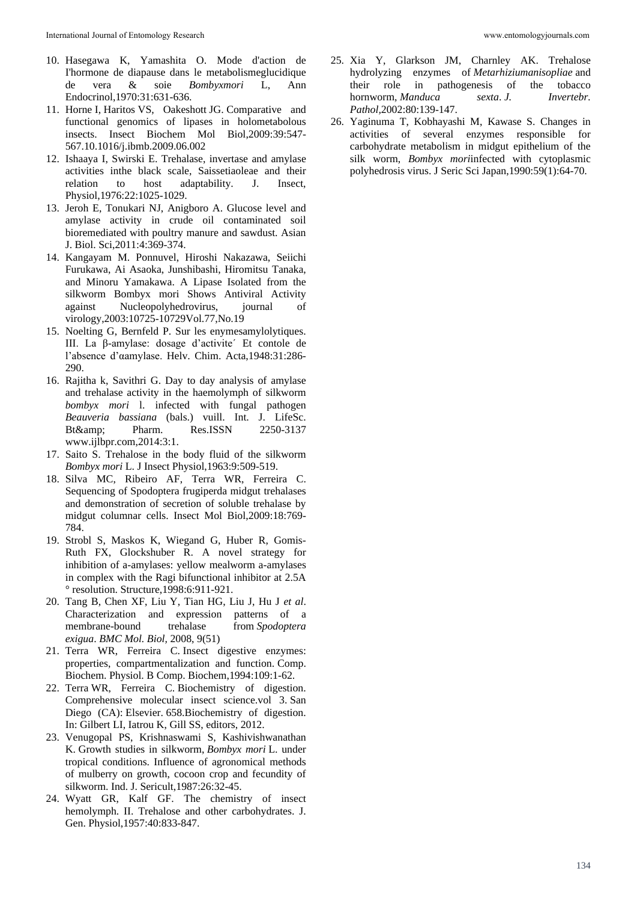10. Hasegawa K, Yamashita O. Mode d'action de I'hormone de diapause dans le metabolismeglucidique de vera & soie *Bombyxmori* L, Ann Endocrinol,1970:31:631-636.
11. Horne I, Haritos VS, Oakeshott JG. Comparative and functional genomics of lipases in holometabolous insects. Insect Biochem Mol Biol,2009:39:547-567.10.1016/j.ibmb.2009.06.002
12. Ishaaya I, Swirski E. Trehalase, invertase and amylase activities inthe black scale, Saissetiaoleae and their relation to host adaptability. J. Insect, Physiol,1976:22:1025-1029.
13. Jeroh E, Tonukari NJ, Anigboro A. Glucose level and amylase activity in crude oil contaminated soil bioremediated with poultry manure and sawdust. Asian J. Biol. Sci,2011:4:369-374.
14. Kangayam M. Ponnuvel, Hiroshi Nakazawa, Seiichi Furukawa, Ai Asaoka, Junshibashi, Hiromitsu Tanaka, and Minoru Yamakawa. A Lipase Isolated from the silkworm Bombyx mori Shows Antiviral Activity against Nucleopolyhedrovirus, journal of virology,2003:10725-10729Vol.77,No.19
15. Noelting G, Bernfeld P. Sur les enymesamylolytiques. III. La β-amylase: dosage d'activite´ Et contole de l'absence d'αamylase. Helv. Chim. Acta,1948:31:286-290.
16. Rajitha k, Savithri G. Day to day analysis of amylase and trehalase activity in the haemolymph of silkworm *bombyx mori* l. infected with fungal pathogen *Beauveria bassiana* (bals.) vuill. Int. J. LifeSc. Bt&amp; Pharm. Res.ISSN 2250-3137 www.ijlbpr.com,2014:3:1.
17. Saito S. Trehalose in the body fluid of the silkworm *Bombyx mori* L. J Insect Physiol,1963:9:509-519.
18. Silva MC, Ribeiro AF, Terra WR, Ferreira C. Sequencing of Spodoptera frugiperda midgut trehalases and demonstration of secretion of soluble trehalase by midgut columnar cells. Insect Mol Biol,2009:18:769-784.
19. Strobl S, Maskos K, Wiegand G, Huber R, Gomis-Ruth FX, Glockshuber R. A novel strategy for inhibition of a-amylases: yellow mealworm a-amylases in complex with the Ragi bifunctional inhibitor at 2.5A ° resolution. Structure,1998:6:911-921.
20. Tang B, Chen XF, Liu Y, Tian HG, Liu J, Hu J *et al*. Characterization and expression patterns of a membrane-bound trehalase from *Spodoptera exigua*. *BMC Mol. Biol,* 2008, 9(51)
21. Terra WR, Ferreira C. Insect digestive enzymes: properties, compartmentalization and function. Comp. Biochem. Physiol. B Comp. Biochem,1994:109:1-62.
22. Terra WR, Ferreira C. Biochemistry of digestion. Comprehensive molecular insect science.vol 3. San Diego (CA): Elsevier. 658.Biochemistry of digestion. In: Gilbert LI, Iatrou K, Gill SS, editors, 2012.
23. Venugopal PS, Krishnaswami S, Kashivishwanathan K. Growth studies in silkworm, *Bombyx mori* L. under tropical conditions. Influence of agronomical methods of mulberry on growth, cocoon crop and fecundity of silkworm. Ind. J. Sericult,1987:26:32-45.
24. Wyatt GR, Kalf GF. The chemistry of insect hemolymph. II. Trehalose and other carbohydrates. J. Gen. Physiol,1957:40:833-847.
25. Xia Y, Glarkson JM, Charnley AK. Trehalose hydrolyzing enzymes of *Metarhiziumanisopliae* and their role in pathogenesis of the tobacco hornworm, *Manduca sexta*. *J. Invertebr. Pathol,*2002:80:139-147.
26. Yaginuma T, Kobhayashi M, Kawase S. Changes in activities of several enzymes responsible for carbohydrate metabolism in midgut epithelium of the silk worm, *Bombyx mori*infected with cytoplasmic polyhedrosis virus. J Seric Sci Japan,1990:59(1):64-70.